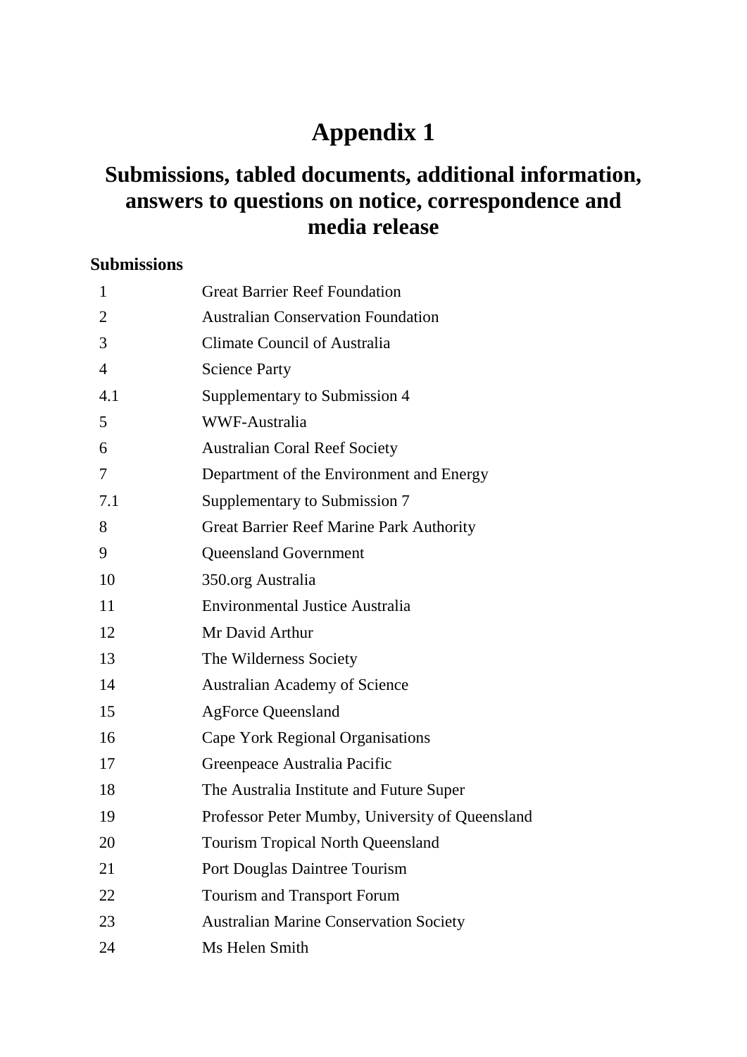# Appendix 1

## Submissions, tabled documents, additional information, answers to questions on notice, correspondence and media release

### Submissions

| | |
|---|---|
| 1 | Great Barrier Reef Foundation |
| 2 | Australian Conservation Foundation |
| 3 | Climate Council of Australia |
| 4 | Science Party |
| 4.1 | Supplementary to Submission 4 |
| 5 | WWF-Australia |
| 6 | Australian Coral Reef Society |
| 7 | Department of the Environment and Energy |
| 7.1 | Supplementary to Submission 7 |
| 8 | Great Barrier Reef Marine Park Authority |
| 9 | Queensland Government |
| 10 | 350.org Australia |
| 11 | Environmental Justice Australia |
| 12 | Mr David Arthur |
| 13 | The Wilderness Society |
| 14 | Australian Academy of Science |
| 15 | AgForce Queensland |
| 16 | Cape York Regional Organisations |
| 17 | Greenpeace Australia Pacific |
| 18 | The Australia Institute and Future Super |
| 19 | Professor Peter Mumby, University of Queensland |
| 20 | Tourism Tropical North Queensland |
| 21 | Port Douglas Daintree Tourism |
| 22 | Tourism and Transport Forum |
| 23 | Australian Marine Conservation Society |
| 24 | Ms Helen Smith |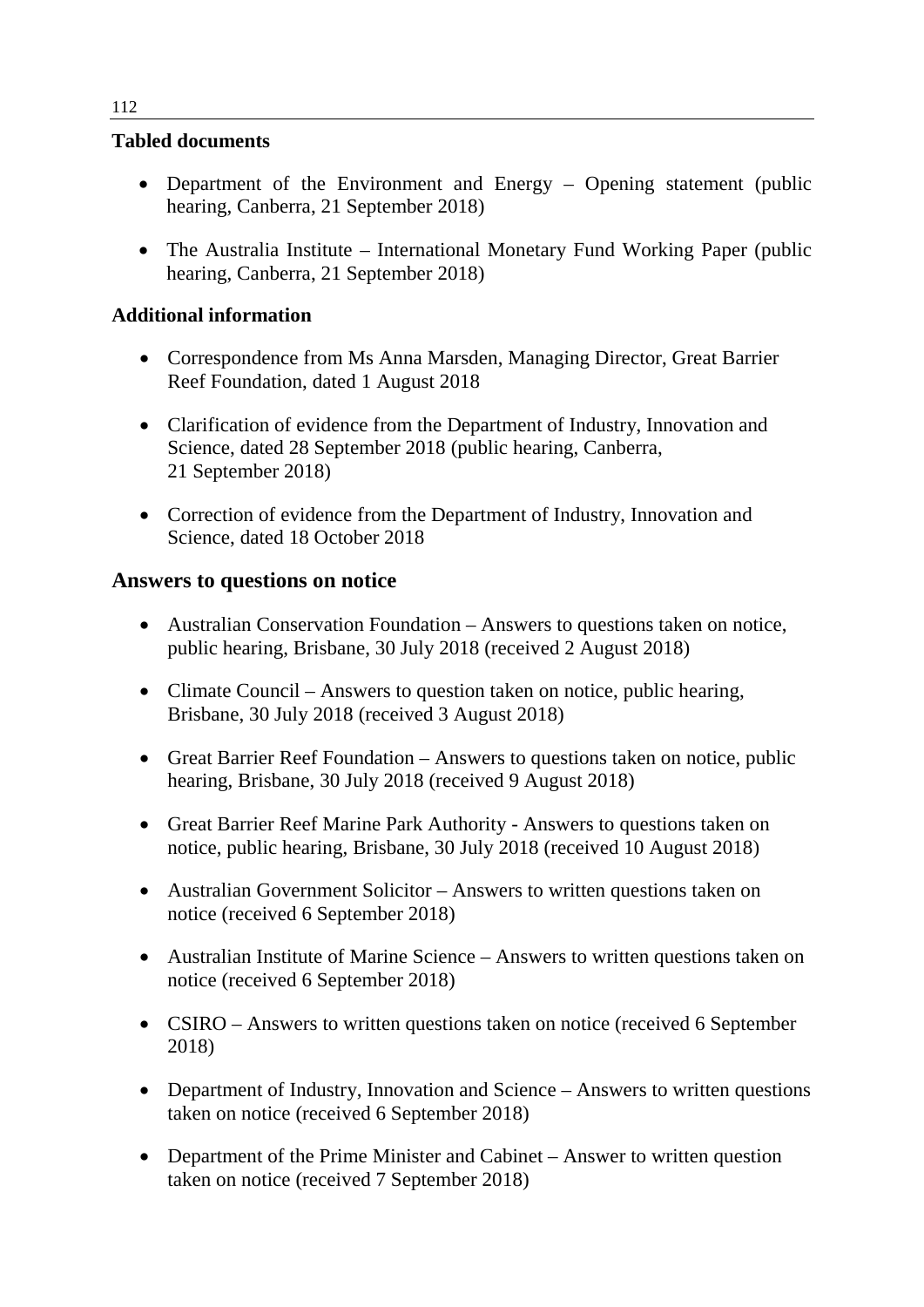**Tabled documents**

- Department of the Environment and Energy – Opening statement (public hearing, Canberra, 21 September 2018)
- The Australia Institute – International Monetary Fund Working Paper (public hearing, Canberra, 21 September 2018)

**Additional information**

- Correspondence from Ms Anna Marsden, Managing Director, Great Barrier Reef Foundation, dated 1 August 2018
- Clarification of evidence from the Department of Industry, Innovation and Science, dated 28 September 2018 (public hearing, Canberra, 21 September 2018)
- Correction of evidence from the Department of Industry, Innovation and Science, dated 18 October 2018

## Answers to questions on notice

- Australian Conservation Foundation – Answers to questions taken on notice, public hearing, Brisbane, 30 July 2018 (received 2 August 2018)
- Climate Council – Answers to question taken on notice, public hearing, Brisbane, 30 July 2018 (received 3 August 2018)
- Great Barrier Reef Foundation – Answers to questions taken on notice, public hearing, Brisbane, 30 July 2018 (received 9 August 2018)
- Great Barrier Reef Marine Park Authority - Answers to questions taken on notice, public hearing, Brisbane, 30 July 2018 (received 10 August 2018)
- Australian Government Solicitor – Answers to written questions taken on notice (received 6 September 2018)
- Australian Institute of Marine Science – Answers to written questions taken on notice (received 6 September 2018)
- CSIRO – Answers to written questions taken on notice (received 6 September 2018)
- Department of Industry, Innovation and Science – Answers to written questions taken on notice (received 6 September 2018)
- Department of the Prime Minister and Cabinet – Answer to written question taken on notice (received 7 September 2018)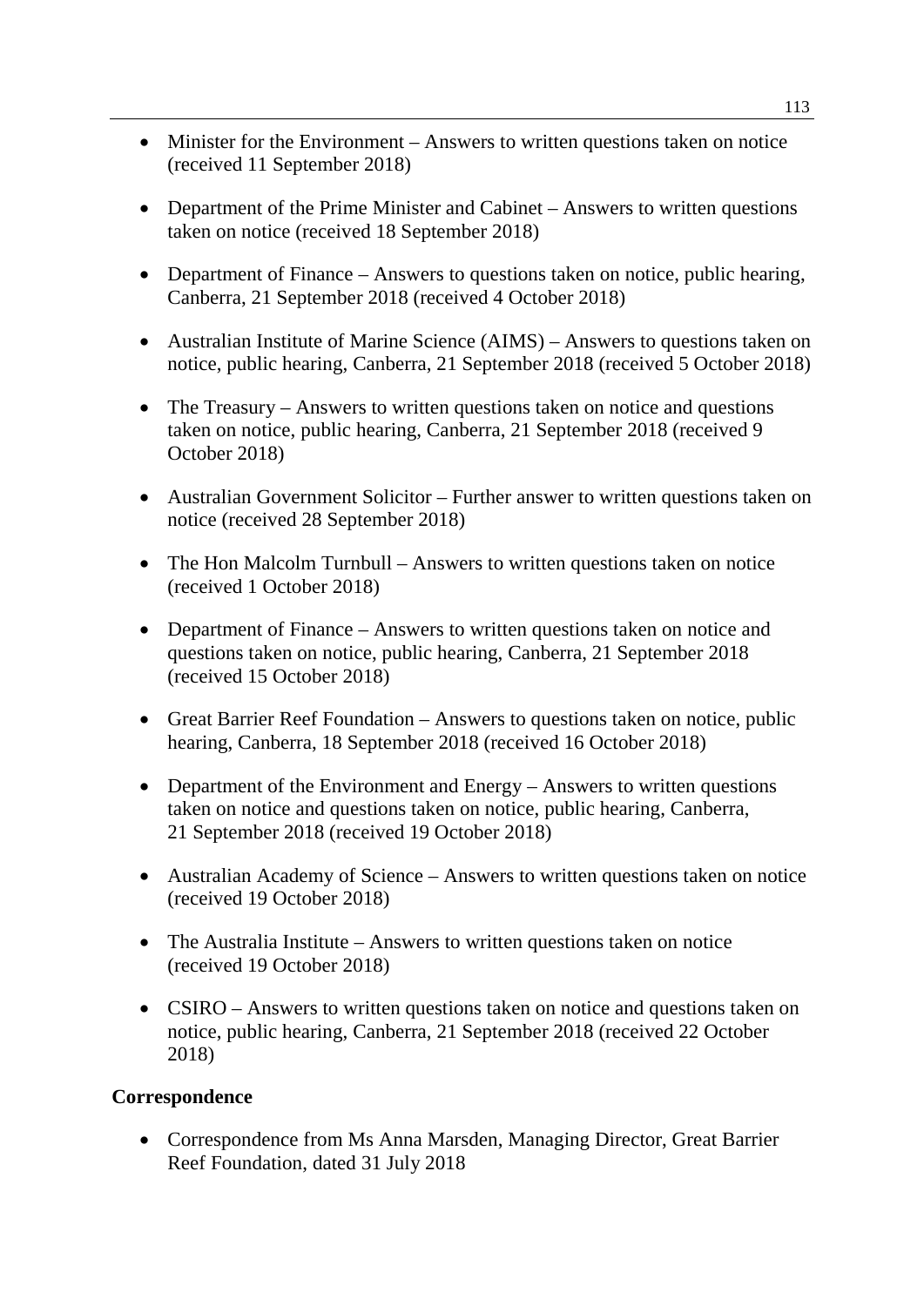- Minister for the Environment – Answers to written questions taken on notice (received 11 September 2018)
- Department of the Prime Minister and Cabinet – Answers to written questions taken on notice (received 18 September 2018)
- Department of Finance – Answers to questions taken on notice, public hearing, Canberra, 21 September 2018 (received 4 October 2018)
- Australian Institute of Marine Science (AIMS) – Answers to questions taken on notice, public hearing, Canberra, 21 September 2018 (received 5 October 2018)
- The Treasury – Answers to written questions taken on notice and questions taken on notice, public hearing, Canberra, 21 September 2018 (received 9 October 2018)
- Australian Government Solicitor – Further answer to written questions taken on notice (received 28 September 2018)
- The Hon Malcolm Turnbull – Answers to written questions taken on notice (received 1 October 2018)
- Department of Finance – Answers to written questions taken on notice and questions taken on notice, public hearing, Canberra, 21 September 2018 (received 15 October 2018)
- Great Barrier Reef Foundation – Answers to questions taken on notice, public hearing, Canberra, 18 September 2018 (received 16 October 2018)
- Department of the Environment and Energy – Answers to written questions taken on notice and questions taken on notice, public hearing, Canberra, 21 September 2018 (received 19 October 2018)
- Australian Academy of Science – Answers to written questions taken on notice (received 19 October 2018)
- The Australia Institute – Answers to written questions taken on notice (received 19 October 2018)
- CSIRO – Answers to written questions taken on notice and questions taken on notice, public hearing, Canberra, 21 September 2018 (received 22 October 2018)

**Correspondence**

- Correspondence from Ms Anna Marsden, Managing Director, Great Barrier Reef Foundation, dated 31 July 2018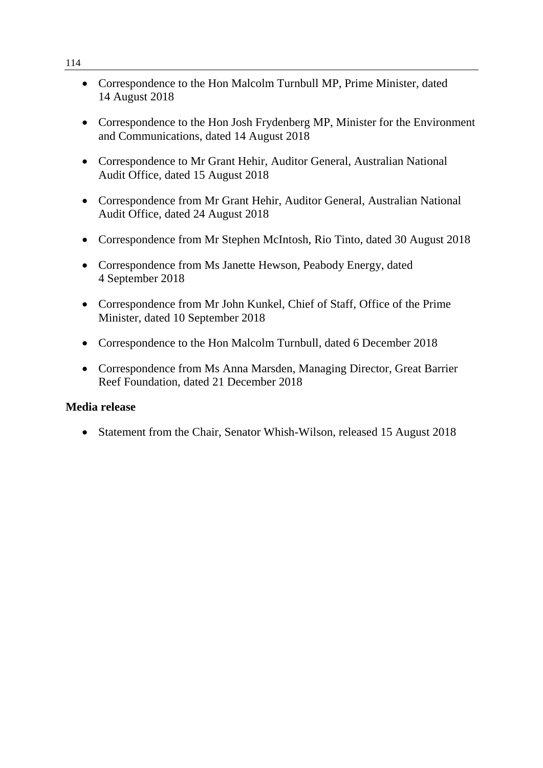- Correspondence to the Hon Malcolm Turnbull MP, Prime Minister, dated 14 August 2018
- Correspondence to the Hon Josh Frydenberg MP, Minister for the Environment and Communications, dated 14 August 2018
- Correspondence to Mr Grant Hehir, Auditor General, Australian National Audit Office, dated 15 August 2018
- Correspondence from Mr Grant Hehir, Auditor General, Australian National Audit Office, dated 24 August 2018
- Correspondence from Mr Stephen McIntosh, Rio Tinto, dated 30 August 2018
- Correspondence from Ms Janette Hewson, Peabody Energy, dated 4 September 2018
- Correspondence from Mr John Kunkel, Chief of Staff, Office of the Prime Minister, dated 10 September 2018
- Correspondence to the Hon Malcolm Turnbull, dated 6 December 2018
- Correspondence from Ms Anna Marsden, Managing Director, Great Barrier Reef Foundation, dated 21 December 2018

**Media release**

- Statement from the Chair, Senator Whish-Wilson, released 15 August 2018